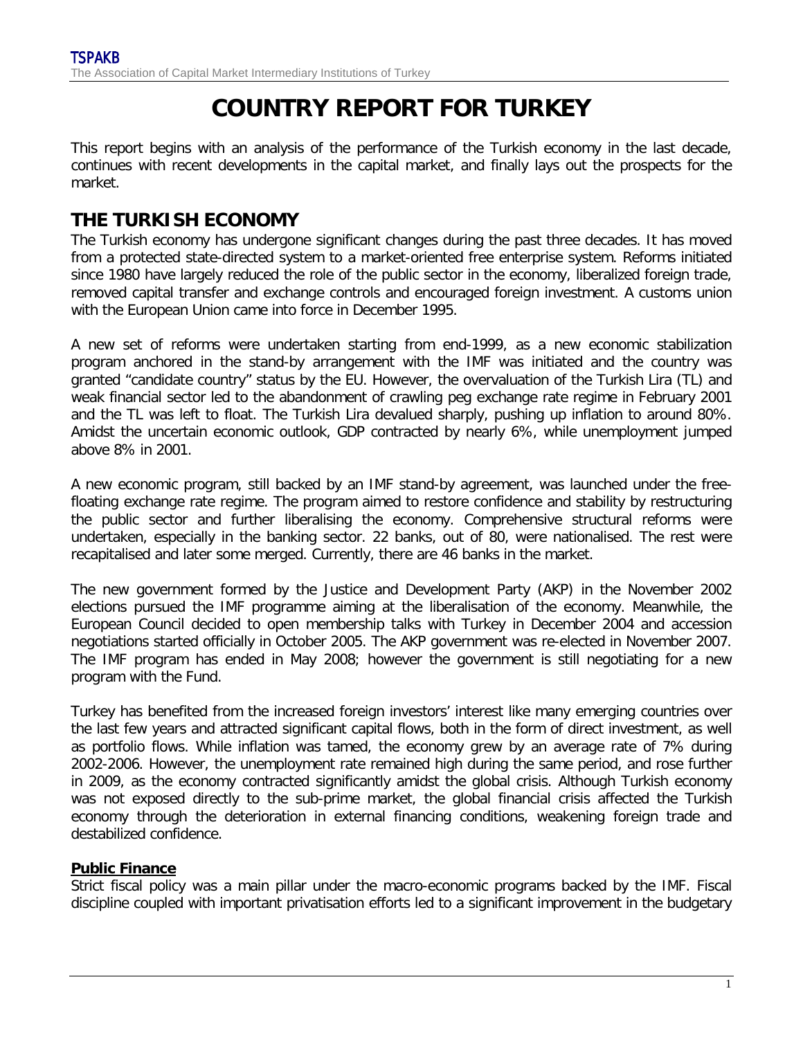# COUNTRY REPORT FOR TURKEY

This report begins with an analysis of the performance of the Turkish economy in the last decade, continues with recent developments in the capital market, and finally lays out the prospects for the market.

## THE TURKISH ECONOMY

The Turkish economy has undergone significant changes during the past three decades. It has moved from a protected state-directed system to a market-oriented free enterprise system. Reforms initiated since 1980 have largely reduced the role of the public sector in the economy, liberalized foreign trade, removed capital transfer and exchange controls and encouraged foreign investment. A customs union with the European Union came into force in December 1995.

A new set of reforms were undertaken starting from end-1999, as a new economic stabilization program anchored in the stand-by arrangement with the IMF was initiated and the country was granted "candidate country" status by the EU. However, the overvaluation of the Turkish Lira (TL) and weak financial sector led to the abandonment of crawling peg exchange rate regime in February 2001 and the TL was left to float. The Turkish Lira devalued sharply, pushing up inflation to around 80%. Amidst the uncertain economic outlook, GDP contracted by nearly 6%, while unemployment jumped above 8% in 2001.

A new economic program, still backed by an IMF stand-by agreement, was launched under the free-floating exchange rate regime. The program aimed to restore confidence and stability by restructuring the public sector and further liberalising the economy. Comprehensive structural reforms were undertaken, especially in the banking sector. 22 banks, out of 80, were nationalised. The rest were recapitalised and later some merged. Currently, there are 46 banks in the market.

The new government formed by the Justice and Development Party (AKP) in the November 2002 elections pursued the IMF programme aiming at the liberalisation of the economy. Meanwhile, the European Council decided to open membership talks with Turkey in December 2004 and accession negotiations started officially in October 2005. The AKP government was re-elected in November 2007. The IMF program has ended in May 2008; however the government is still negotiating for a new program with the Fund.

Turkey has benefited from the increased foreign investors' interest like many emerging countries over the last few years and attracted significant capital flows, both in the form of direct investment, as well as portfolio flows. While inflation was tamed, the economy grew by an average rate of 7% during 2002-2006. However, the unemployment rate remained high during the same period, and rose further in 2009, as the economy contracted significantly amidst the global crisis. Although Turkish economy was not exposed directly to the sub-prime market, the global financial crisis affected the Turkish economy through the deterioration in external financing conditions, weakening foreign trade and destabilized confidence.

### Public Finance

Strict fiscal policy was a main pillar under the macro-economic programs backed by the IMF. Fiscal discipline coupled with important privatisation efforts led to a significant improvement in the budgetary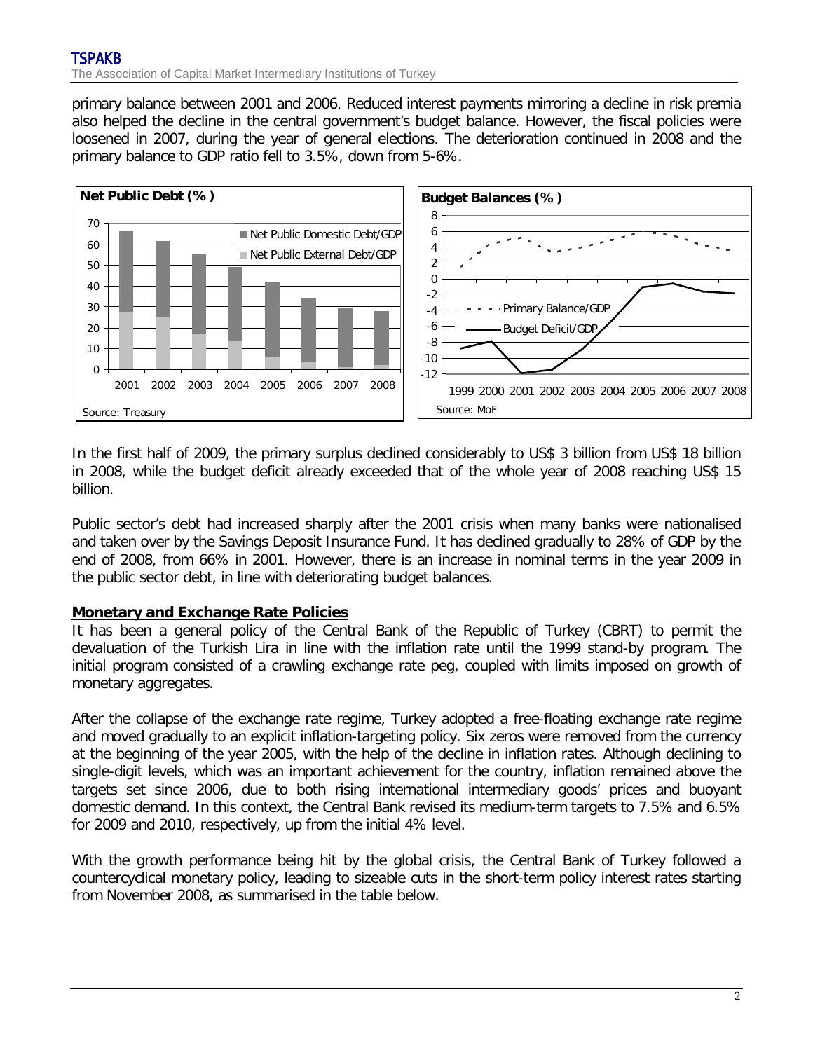primary balance between 2001 and 2006. Reduced interest payments mirroring a decline in risk premia also helped the decline in the central government's budget balance. However, the fiscal policies were loosened in 2007, during the year of general elections. The deterioration continued in 2008 and the primary balance to GDP ratio fell to 3.5%, down from 5-6%.

In the first half of 2009, the primary surplus declined considerably to US$ 3 billion from US$ 18 billion in 2008, while the budget deficit already exceeded that of the whole year of 2008 reaching US$ 15 billion.

Public sector's debt had increased sharply after the 2001 crisis when many banks were nationalised and taken over by the Savings Deposit Insurance Fund. It has declined gradually to 28% of GDP by the end of 2008, from 66% in 2001. However, there is an increase in nominal terms in the year 2009 in the public sector debt, in line with deteriorating budget balances.

## Monetary and Exchange Rate Policies

It has been a general policy of the Central Bank of the Republic of Turkey (CBRT) to permit the devaluation of the Turkish Lira in line with the inflation rate until the 1999 stand-by program. The initial program consisted of a crawling exchange rate peg, coupled with limits imposed on growth of monetary aggregates.

After the collapse of the exchange rate regime, Turkey adopted a free-floating exchange rate regime and moved gradually to an explicit inflation-targeting policy. Six zeros were removed from the currency at the beginning of the year 2005, with the help of the decline in inflation rates. Although declining to single-digit levels, which was an important achievement for the country, inflation remained above the targets set since 2006, due to both rising international intermediary goods' prices and buoyant domestic demand. In this context, the Central Bank revised its medium-term targets to 7.5% and 6.5% for 2009 and 2010, respectively, up from the initial 4% level.

With the growth performance being hit by the global crisis, the Central Bank of Turkey followed a countercyclical monetary policy, leading to sizeable cuts in the short-term policy interest rates starting from November 2008, as summarised in the table below.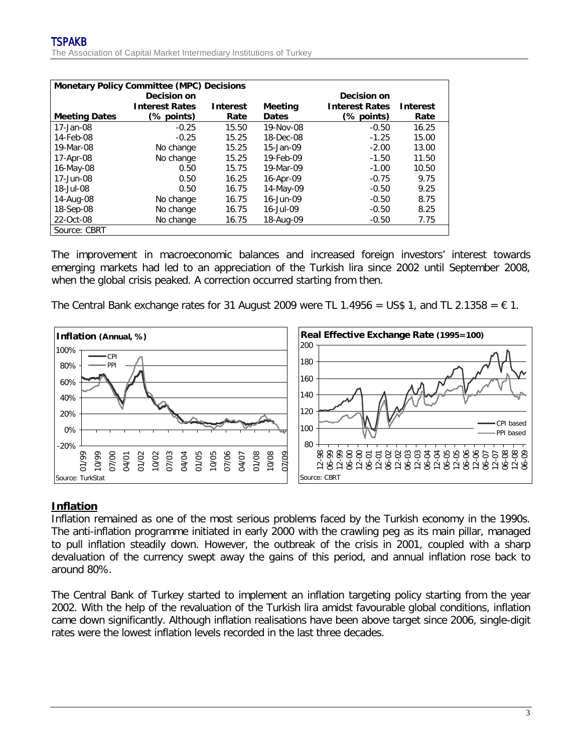| Monetary Policy Committee (MPC) Decisions | | | | | |
|---|---|---|---|---|---|
| Meeting Dates | Decision on Interest Rates (% points) | Interest Rate | Meeting Dates | Decision on Interest Rates (% points) | Interest Rate |
| 17-Jan-08 | -0.25 | 15.50 | 19-Nov-08 | -0.50 | 16.25 |
| 14-Feb-08 | -0.25 | 15.25 | 18-Dec-08 | -1.25 | 15.00 |
| 19-Mar-08 | No change | 15.25 | 15-Jan-09 | -2.00 | 13.00 |
| 17-Apr-08 | No change | 15.25 | 19-Feb-09 | -1.50 | 11.50 |
| 16-May-08 | 0.50 | 15.75 | 19-Mar-09 | -1.00 | 10.50 |
| 17-Jun-08 | 0.50 | 16.25 | 16-Apr-09 | -0.75 | 9.75 |
| 18-Jul-08 | 0.50 | 16.75 | 14-May-09 | -0.50 | 9.25 |
| 14-Aug-08 | No change | 16.75 | 16-Jun-09 | -0.50 | 8.75 |
| 18-Sep-08 | No change | 16.75 | 16-Jul-09 | -0.50 | 8.25 |
| 22-Oct-08 | No change | 16.75 | 18-Aug-09 | -0.50 | 7.75 |

Source: CBRT

The improvement in macroeconomic balances and increased foreign investors' interest towards emerging markets had led to an appreciation of the Turkish lira since 2002 until September 2008, when the global crisis peaked. A correction occurred starting from then.

The Central Bank exchange rates for 31 August 2009 were TL 1.4956 = US$ 1, and TL 2.1358 = € 1.

**Inflation (Annual, %)**

Source: TurkStat

**Real Effective Exchange Rate (1995=100)**

Source: CBRT

## Inflation

Inflation remained as one of the most serious problems faced by the Turkish economy in the 1990s. The anti-inflation programme initiated in early 2000 with the crawling peg as its main pillar, managed to pull inflation steadily down. However, the outbreak of the crisis in 2001, coupled with a sharp devaluation of the currency swept away the gains of this period, and annual inflation rose back to around 80%.

The Central Bank of Turkey started to implement an inflation targeting policy starting from the year 2002. With the help of the revaluation of the Turkish lira amidst favourable global conditions, inflation came down significantly. Although inflation realisations have been above target since 2006, single-digit rates were the lowest inflation levels recorded in the last three decades.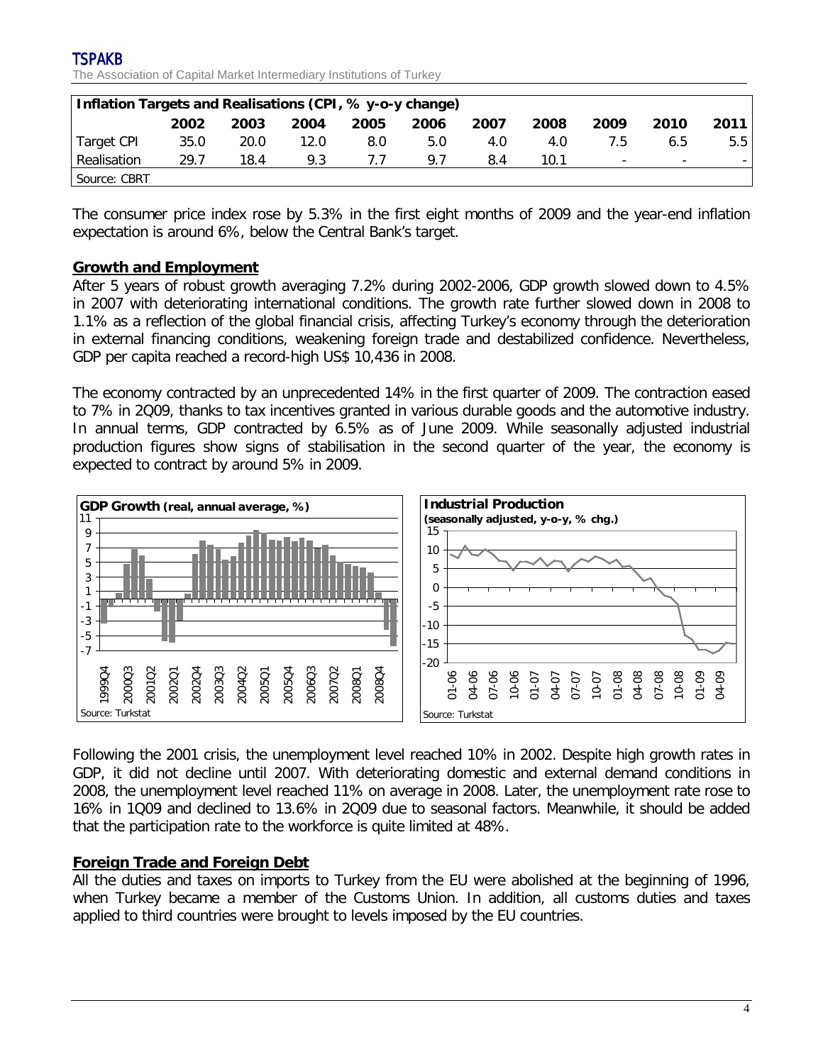| Inflation Targets and Realisations (CPI, % y-o-y change) | | | | | | | | | | |
|---|---|---|---|---|---|---|---|---|---|---|
| | 2002 | 2003 | 2004 | 2005 | 2006 | 2007 | 2008 | 2009 | 2010 | 2011 |
| Target CPI | 35.0 | 20.0 | 12.0 | 8.0 | 5.0 | 4.0 | 4.0 | 7.5 | 6.5 | 5.5 |
| Realisation | 29.7 | 18.4 | 9.3 | 7.7 | 9.7 | 8.4 | 10.1 | - | - | - |

Source: CBRT

The consumer price index rose by 5.3% in the first eight months of 2009 and the year-end inflation expectation is around 6%, below the Central Bank's target.

## Growth and Employment

After 5 years of robust growth averaging 7.2% during 2002-2006, GDP growth slowed down to 4.5% in 2007 with deteriorating international conditions. The growth rate further slowed down in 2008 to 1.1% as a reflection of the global financial crisis, affecting Turkey's economy through the deterioration in external financing conditions, weakening foreign trade and destabilized confidence. Nevertheless, GDP per capita reached a record-high US$ 10,436 in 2008.

The economy contracted by an unprecedented 14% in the first quarter of 2009. The contraction eased to 7% in 2Q09, thanks to tax incentives granted in various durable goods and the automotive industry. In annual terms, GDP contracted by 6.5% as of June 2009. While seasonally adjusted industrial production figures show signs of stabilisation in the second quarter of the year, the economy is expected to contract by around 5% in 2009.

**GDP Growth (real, annual average, %)**

Source: Turkstat

**Industrial Production (seasonally adjusted, y-o-y, % chg.)**

Source: Turkstat

Following the 2001 crisis, the unemployment level reached 10% in 2002. Despite high growth rates in GDP, it did not decline until 2007. With deteriorating domestic and external demand conditions in 2008, the unemployment level reached 11% on average in 2008. Later, the unemployment rate rose to 16% in 1Q09 and declined to 13.6% in 2Q09 due to seasonal factors. Meanwhile, it should be added that the participation rate to the workforce is quite limited at 48%.

## Foreign Trade and Foreign Debt

All the duties and taxes on imports to Turkey from the EU were abolished at the beginning of 1996, when Turkey became a member of the Customs Union. In addition, all customs duties and taxes applied to third countries were brought to levels imposed by the EU countries.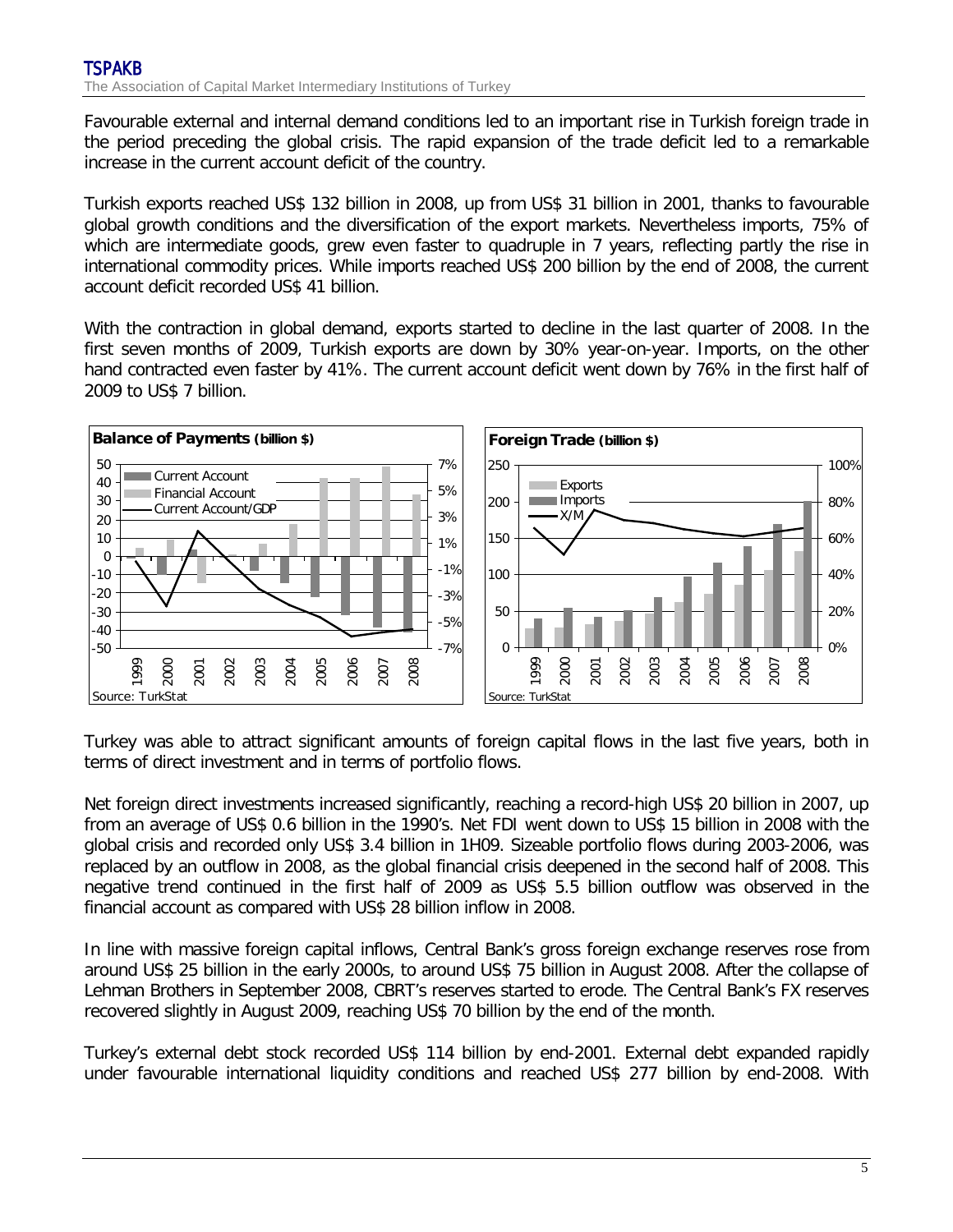Favourable external and internal demand conditions led to an important rise in Turkish foreign trade in the period preceding the global crisis. The rapid expansion of the trade deficit led to a remarkable increase in the current account deficit of the country.

Turkish exports reached US$ 132 billion in 2008, up from US$ 31 billion in 2001, thanks to favourable global growth conditions and the diversification of the export markets. Nevertheless imports, 75% of which are intermediate goods, grew even faster to quadruple in 7 years, reflecting partly the rise in international commodity prices. While imports reached US$ 200 billion by the end of 2008, the current account deficit recorded US$ 41 billion.

With the contraction in global demand, exports started to decline in the last quarter of 2008. In the first seven months of 2009, Turkish exports are down by 30% year-on-year. Imports, on the other hand contracted even faster by 41%. The current account deficit went down by 76% in the first half of 2009 to US$ 7 billion.

**Balance of Payments (billion $)**

Source: TurkStat

**Foreign Trade (billion $)**

Source: TurkStat

Turkey was able to attract significant amounts of foreign capital flows in the last five years, both in terms of direct investment and in terms of portfolio flows.

Net foreign direct investments increased significantly, reaching a record-high US$ 20 billion in 2007, up from an average of US$ 0.6 billion in the 1990's. Net FDI went down to US$ 15 billion in 2008 with the global crisis and recorded only US$ 3.4 billion in 1H09. Sizeable portfolio flows during 2003-2006, was replaced by an outflow in 2008, as the global financial crisis deepened in the second half of 2008. This negative trend continued in the first half of 2009 as US$ 5.5 billion outflow was observed in the financial account as compared with US$ 28 billion inflow in 2008.

In line with massive foreign capital inflows, Central Bank's gross foreign exchange reserves rose from around US$ 25 billion in the early 2000s, to around US$ 75 billion in August 2008. After the collapse of Lehman Brothers in September 2008, CBRT's reserves started to erode. The Central Bank's FX reserves recovered slightly in August 2009, reaching US$ 70 billion by the end of the month.

Turkey's external debt stock recorded US$ 114 billion by end-2001. External debt expanded rapidly under favourable international liquidity conditions and reached US$ 277 billion by end-2008. With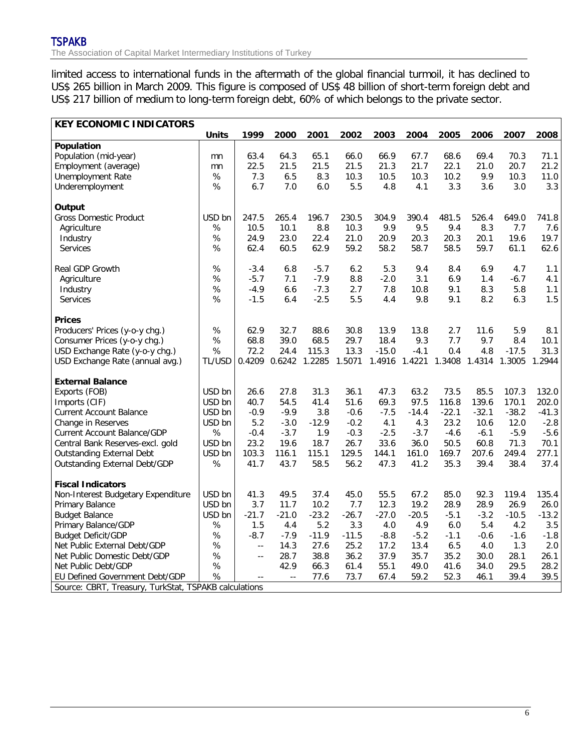limited access to international funds in the aftermath of the global financial turmoil, it has declined to US$ 265 billion in March 2009. This figure is composed of US$ 48 billion of short-term foreign debt and US$ 217 billion of medium to long-term foreign debt, 60% of which belongs to the private sector.

| **KEY ECONOMIC INDICATORS** | **Units** | **1999** | **2000** | **2001** | **2002** | **2003** | **2004** | **2005** | **2006** | **2007** | **2008** |
|---|---|---|---|---|---|---|---|---|---|---|---|
| **Population** | | | | | | | | | | | |
| Population (mid-year) | mn | 63.4 | 64.3 | 65.1 | 66.0 | 66.9 | 67.7 | 68.6 | 69.4 | 70.3 | 71.1 |
| Employment (average) | mn | 22.5 | 21.5 | 21.5 | 21.5 | 21.3 | 21.7 | 22.1 | 21.0 | 20.7 | 21.2 |
| Unemployment Rate | % | 7.3 | 6.5 | 8.3 | 10.3 | 10.5 | 10.3 | 10.2 | 9.9 | 10.3 | 11.0 |
| Underemployment | % | 6.7 | 7.0 | 6.0 | 5.5 | 4.8 | 4.1 | 3.3 | 3.6 | 3.0 | 3.3 |
| **Output** | | | | | | | | | | | |
| Gross Domestic Product | USD bn | 247.5 | 265.4 | 196.7 | 230.5 | 304.9 | 390.4 | 481.5 | 526.4 | 649.0 | 741.8 |
| Agriculture | % | 10.5 | 10.1 | 8.8 | 10.3 | 9.9 | 9.5 | 9.4 | 8.3 | 7.7 | 7.6 |
| Industry | % | 24.9 | 23.0 | 22.4 | 21.0 | 20.9 | 20.3 | 20.3 | 20.1 | 19.6 | 19.7 |
| Services | % | 62.4 | 60.5 | 62.9 | 59.2 | 58.2 | 58.7 | 58.5 | 59.7 | 61.1 | 62.6 |
| Real GDP Growth | % | -3.4 | 6.8 | -5.7 | 6.2 | 5.3 | 9.4 | 8.4 | 6.9 | 4.7 | 1.1 |
| Agriculture | % | -5.7 | 7.1 | -7.9 | 8.8 | -2.0 | 3.1 | 6.9 | 1.4 | -6.7 | 4.1 |
| Industry | % | -4.9 | 6.6 | -7.3 | 2.7 | 7.8 | 10.8 | 9.1 | 8.3 | 5.8 | 1.1 |
| Services | % | -1.5 | 6.4 | -2.5 | 5.5 | 4.4 | 9.8 | 9.1 | 8.2 | 6.3 | 1.5 |
| **Prices** | | | | | | | | | | | |
| Producers' Prices (y-o-y chg.) | % | 62.9 | 32.7 | 88.6 | 30.8 | 13.9 | 13.8 | 2.7 | 11.6 | 5.9 | 8.1 |
| Consumer Prices (y-o-y chg.) | % | 68.8 | 39.0 | 68.5 | 29.7 | 18.4 | 9.3 | 7.7 | 9.7 | 8.4 | 10.1 |
| USD Exchange Rate (y-o-y chg.) | % | 72.2 | 24.4 | 115.3 | 13.3 | -15.0 | -4.1 | 0.4 | 4.8 | -17.5 | 31.3 |
| USD Exchange Rate (annual avg.) | TL/USD | 0.4209 | 0.6242 | 1.2285 | 1.5071 | 1.4916 | 1.4221 | 1.3408 | 1.4314 | 1.3005 | 1.2944 |
| **External Balance** | | | | | | | | | | | |
| Exports (FOB) | USD bn | 26.6 | 27.8 | 31.3 | 36.1 | 47.3 | 63.2 | 73.5 | 85.5 | 107.3 | 132.0 |
| Imports (CIF) | USD bn | 40.7 | 54.5 | 41.4 | 51.6 | 69.3 | 97.5 | 116.8 | 139.6 | 170.1 | 202.0 |
| Current Account Balance | USD bn | -0.9 | -9.9 | 3.8 | -0.6 | -7.5 | -14.4 | -22.1 | -32.1 | -38.2 | -41.3 |
| Change in Reserves | USD bn | 5.2 | -3.0 | -12.9 | -0.2 | 4.1 | 4.3 | 23.2 | 10.6 | 12.0 | -2.8 |
| Current Account Balance/GDP | % | -0.4 | -3.7 | 1.9 | -0.3 | -2.5 | -3.7 | -4.6 | -6.1 | -5.9 | -5.6 |
| Central Bank Reserves-excl. gold | USD bn | 23.2 | 19.6 | 18.7 | 26.7 | 33.6 | 36.0 | 50.5 | 60.8 | 71.3 | 70.1 |
| Outstanding External Debt | USD bn | 103.3 | 116.1 | 115.1 | 129.5 | 144.1 | 161.0 | 169.7 | 207.6 | 249.4 | 277.1 |
| Outstanding External Debt/GDP | % | 41.7 | 43.7 | 58.5 | 56.2 | 47.3 | 41.2 | 35.3 | 39.4 | 38.4 | 37.4 |
| **Fiscal Indicators** | | | | | | | | | | | |
| Non-Interest Budgetary Expenditure | USD bn | 41.3 | 49.5 | 37.4 | 45.0 | 55.5 | 67.2 | 85.0 | 92.3 | 119.4 | 135.4 |
| Primary Balance | USD bn | 3.7 | 11.7 | 10.2 | 7.7 | 12.3 | 19.2 | 28.9 | 28.9 | 26.9 | 26.0 |
| Budget Balance | USD bn | -21.7 | -21.0 | -23.2 | -26.7 | -27.0 | -20.5 | -5.1 | -3.2 | -10.5 | -13.2 |
| Primary Balance/GDP | % | 1.5 | 4.4 | 5.2 | 3.3 | 4.0 | 4.9 | 6.0 | 5.4 | 4.2 | 3.5 |
| Budget Deficit/GDP | % | -8.7 | -7.9 | -11.9 | -11.5 | -8.8 | -5.2 | -1.1 | -0.6 | -1.6 | -1.8 |
| Net Public External Debt/GDP | % | -- | 14.3 | 27.6 | 25.2 | 17.2 | 13.4 | 6.5 | 4.0 | 1.3 | 2.0 |
| Net Public Domestic Debt/GDP | % | -- | 28.7 | 38.8 | 36.2 | 37.9 | 35.7 | 35.2 | 30.0 | 28.1 | 26.1 |
| Net Public Debt/GDP | % | | 42.9 | 66.3 | 61.4 | 55.1 | 49.0 | 41.6 | 34.0 | 29.5 | 28.2 |
| EU Defined Government Debt/GDP | % | -- | -- | 77.6 | 73.7 | 67.4 | 59.2 | 52.3 | 46.1 | 39.4 | 39.5 |

Source: CBRT, Treasury, TurkStat, TSPAKB calculations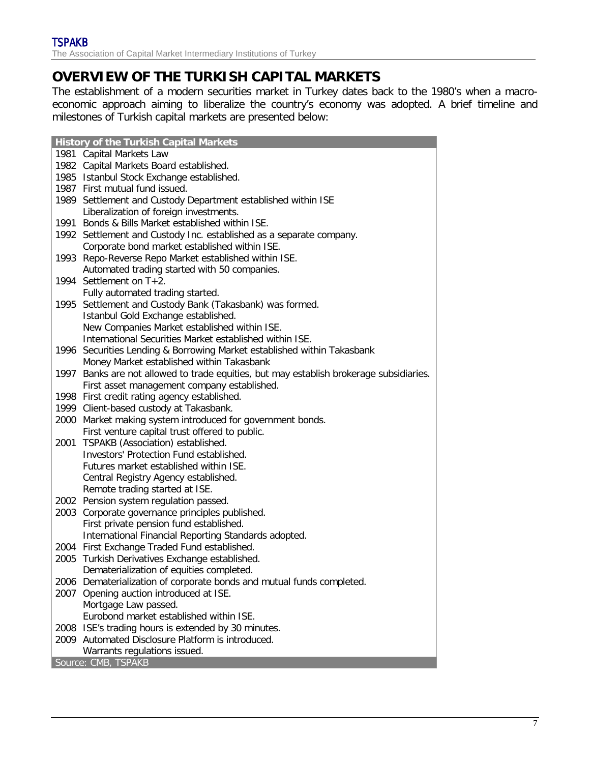# OVERVIEW OF THE TURKISH CAPITAL MARKETS

The establishment of a modern securities market in Turkey dates back to the 1980's when a macro-economic approach aiming to liberalize the country's economy was adopted. A brief timeline and milestones of Turkish capital markets are presented below:

| History of the Turkish Capital Markets | |
|---|---|
| 1981 | Capital Markets Law |
| 1982 | Capital Markets Board established. |
| 1985 | Istanbul Stock Exchange established. |
| 1987 | First mutual fund issued. |
| 1989 | Settlement and Custody Department established within ISE |
| | Liberalization of foreign investments. |
| 1991 | Bonds & Bills Market established within ISE. |
| 1992 | Settlement and Custody Inc. established as a separate company. |
| | Corporate bond market established within ISE. |
| 1993 | Repo-Reverse Repo Market established within ISE. |
| | Automated trading started with 50 companies. |
| 1994 | Settlement on T+2. |
| | Fully automated trading started. |
| 1995 | Settlement and Custody Bank (Takasbank) was formed. |
| | Istanbul Gold Exchange established. |
| | New Companies Market established within ISE. |
| | International Securities Market established within ISE. |
| 1996 | Securities Lending & Borrowing Market established within Takasbank |
| | Money Market established within Takasbank |
| 1997 | Banks are not allowed to trade equities, but may establish brokerage subsidiaries. |
| | First asset management company established. |
| 1998 | First credit rating agency established. |
| 1999 | Client-based custody at Takasbank. |
| 2000 | Market making system introduced for government bonds. |
| | First venture capital trust offered to public. |
| 2001 | TSPAKB (Association) established. |
| | Investors' Protection Fund established. |
| | Futures market established within ISE. |
| | Central Registry Agency established. |
| | Remote trading started at ISE. |
| 2002 | Pension system regulation passed. |
| 2003 | Corporate governance principles published. |
| | First private pension fund established. |
| | International Financial Reporting Standards adopted. |
| 2004 | First Exchange Traded Fund established. |
| 2005 | Turkish Derivatives Exchange established. |
| | Dematerialization of equities completed. |
| 2006 | Dematerialization of corporate bonds and mutual funds completed. |
| 2007 | Opening auction introduced at ISE. |
| | Mortgage Law passed. |
| | Eurobond market established within ISE. |
| 2008 | ISE's trading hours is extended by 30 minutes. |
| 2009 | Automated Disclosure Platform is introduced. |
| | Warrants regulations issued. |

Source: CMB, TSPAKB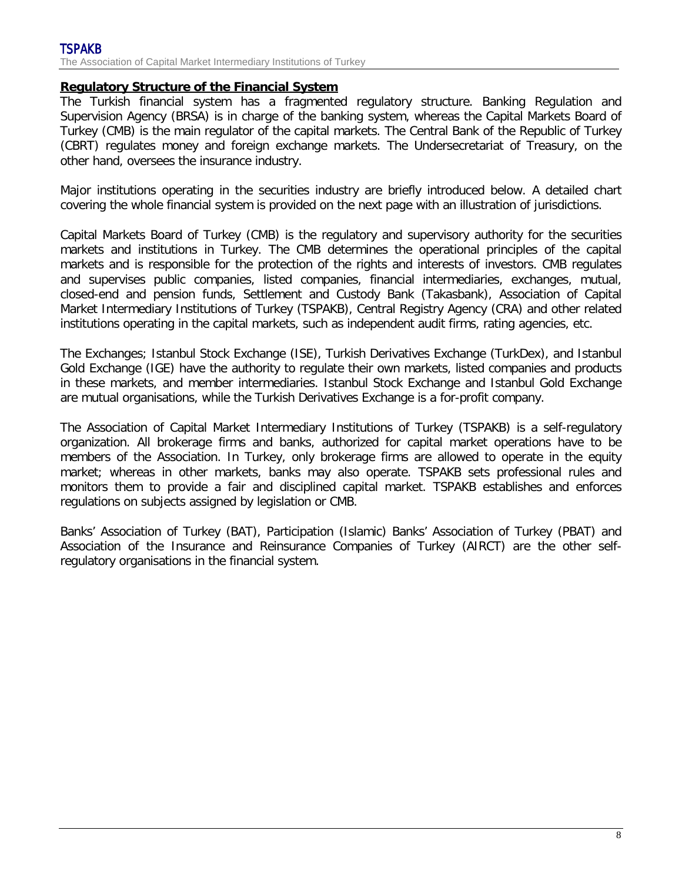## Regulatory Structure of the Financial System

The Turkish financial system has a fragmented regulatory structure. Banking Regulation and Supervision Agency (BRSA) is in charge of the banking system, whereas the Capital Markets Board of Turkey (CMB) is the main regulator of the capital markets. The Central Bank of the Republic of Turkey (CBRT) regulates money and foreign exchange markets. The Undersecretariat of Treasury, on the other hand, oversees the insurance industry.

Major institutions operating in the securities industry are briefly introduced below. A detailed chart covering the whole financial system is provided on the next page with an illustration of jurisdictions.

Capital Markets Board of Turkey (CMB) is the regulatory and supervisory authority for the securities markets and institutions in Turkey. The CMB determines the operational principles of the capital markets and is responsible for the protection of the rights and interests of investors. CMB regulates and supervises public companies, listed companies, financial intermediaries, exchanges, mutual, closed-end and pension funds, Settlement and Custody Bank (Takasbank), Association of Capital Market Intermediary Institutions of Turkey (TSPAKB), Central Registry Agency (CRA) and other related institutions operating in the capital markets, such as independent audit firms, rating agencies, etc.

The Exchanges; Istanbul Stock Exchange (ISE), Turkish Derivatives Exchange (TurkDex), and Istanbul Gold Exchange (IGE) have the authority to regulate their own markets, listed companies and products in these markets, and member intermediaries. Istanbul Stock Exchange and Istanbul Gold Exchange are mutual organisations, while the Turkish Derivatives Exchange is a for-profit company.

The Association of Capital Market Intermediary Institutions of Turkey (TSPAKB) is a self-regulatory organization. All brokerage firms and banks, authorized for capital market operations have to be members of the Association. In Turkey, only brokerage firms are allowed to operate in the equity market; whereas in other markets, banks may also operate. TSPAKB sets professional rules and monitors them to provide a fair and disciplined capital market. TSPAKB establishes and enforces regulations on subjects assigned by legislation or CMB.

Banks' Association of Turkey (BAT), Participation (Islamic) Banks' Association of Turkey (PBAT) and Association of the Insurance and Reinsurance Companies of Turkey (AIRCT) are the other self-regulatory organisations in the financial system.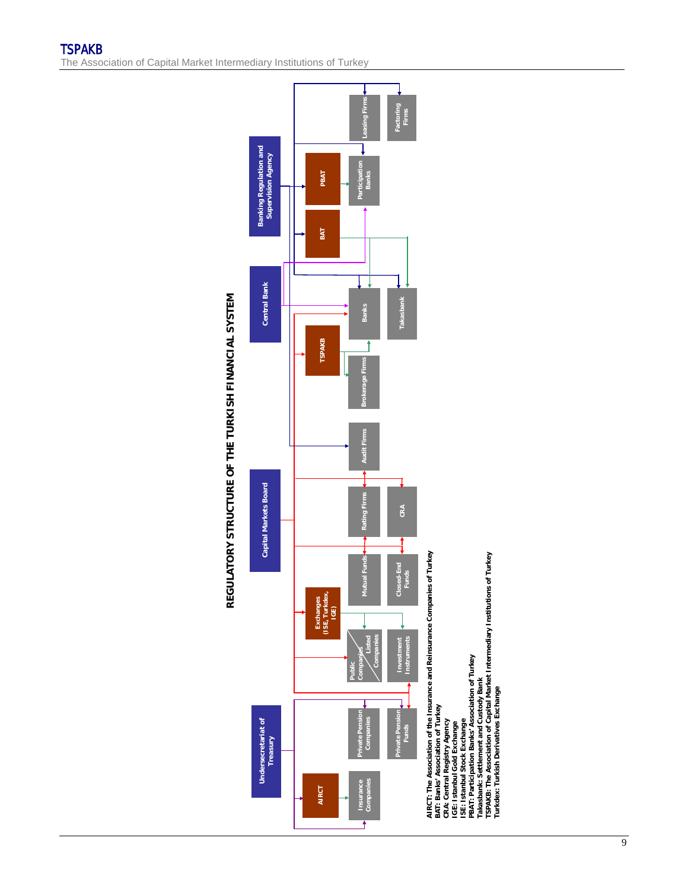## REGULATORY STRUCTURE OF THE TURKISH FINANCIAL SYSTEM

Undersecretariat of Treasury

Capital Markets Board

Central Bank

Banking Regulation and Supervision Agency

AIRCT

Exchanges (ISE, Turkdex, IGE)

TSPAKB

BAT

PBAT

Insurance Companies

Private Pension Companies

Private Pension Funds

Public Companies / Listed Companies

Investment Instruments

Mutual Funds

Closed-End Funds

Rating Firms

CRA

Audit Firms

Brokerage Firms

Banks

Takasbank

Participation Banks

Leasing Firms

Factoring Firms

AIRCT: The Association of the Insurance and Reinsurance Companies of Turkey
BAT: Banks' Association of Turkey
CRA: Central Registry Agency
IGE: Istanbul Gold Exchange
ISE: Istanbul Stock Exchange
PBAT: Participation Banks' Association of Turkey
Takasbank: Settlement and Custody Bank
TSPAKB: The Association of Capital Market Intermediary Institutions of Turkey
Turkdex: Turkish Derivatives Exchange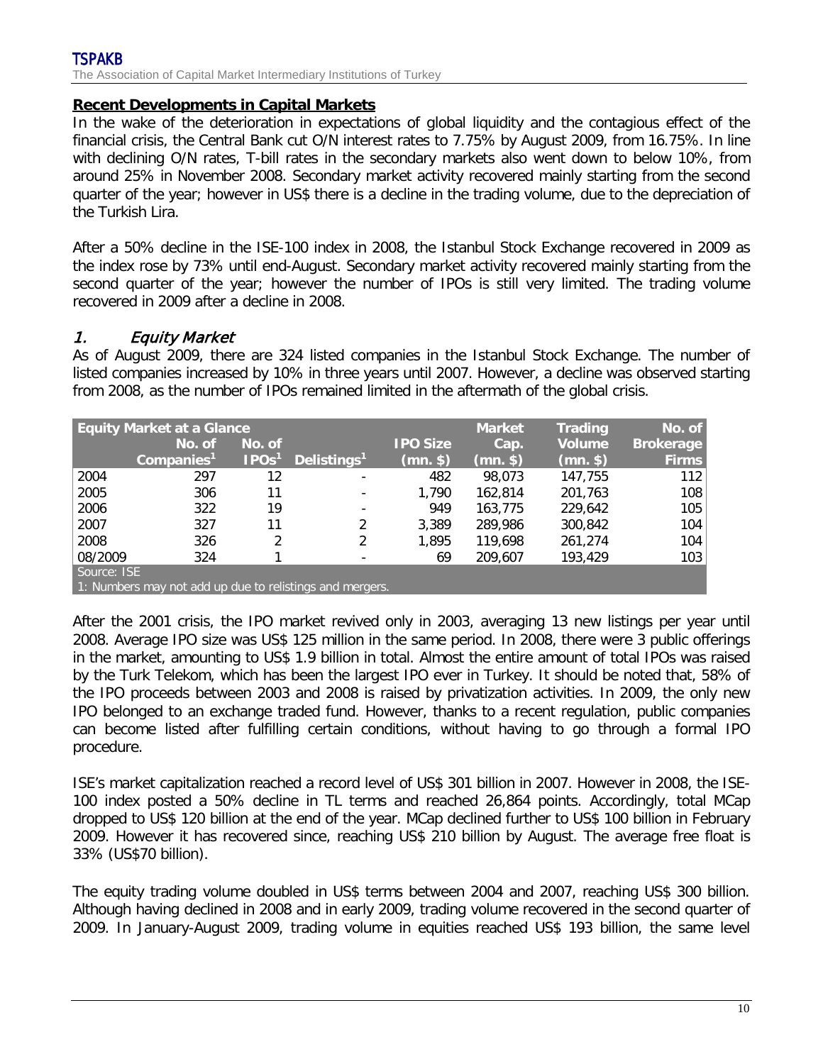## Recent Developments in Capital Markets

In the wake of the deterioration in expectations of global liquidity and the contagious effect of the financial crisis, the Central Bank cut O/N interest rates to 7.75% by August 2009, from 16.75%. In line with declining O/N rates, T-bill rates in the secondary markets also went down to below 10%, from around 25% in November 2008. Secondary market activity recovered mainly starting from the second quarter of the year; however in US$ there is a decline in the trading volume, due to the depreciation of the Turkish Lira.

After a 50% decline in the ISE-100 index in 2008, the Istanbul Stock Exchange recovered in 2009 as the index rose by 73% until end-August. Secondary market activity recovered mainly starting from the second quarter of the year; however the number of IPOs is still very limited. The trading volume recovered in 2009 after a decline in 2008.

### 1. *Equity Market*

As of August 2009, there are 324 listed companies in the Istanbul Stock Exchange. The number of listed companies increased by 10% in three years until 2007. However, a decline was observed starting from 2008, as the number of IPOs remained limited in the aftermath of the global crisis.

| Equity Market at a Glance | No. of Companies[1] | No. of IPOs[1] | Delistings[1] | IPO Size (mn. $) | Market Cap. (mn. $) | Trading Volume (mn. $) | No. of Brokerage Firms |
|---|---|---|---|---|---|---|---|
| 2004 | 297 | 12 | - | 482 | 98,073 | 147,755 | 112 |
| 2005 | 306 | 11 | - | 1,790 | 162,814 | 201,763 | 108 |
| 2006 | 322 | 19 | - | 949 | 163,775 | 229,642 | 105 |
| 2007 | 327 | 11 | 2 | 3,389 | 289,986 | 300,842 | 104 |
| 2008 | 326 | 2 | 2 | 1,895 | 119,698 | 261,274 | 104 |
| 08/2009 | 324 | 1 | - | 69 | 209,607 | 193,429 | 103 |

Source: ISE
1: Numbers may not add up due to relistings and mergers.

After the 2001 crisis, the IPO market revived only in 2003, averaging 13 new listings per year until 2008. Average IPO size was US$ 125 million in the same period. In 2008, there were 3 public offerings in the market, amounting to US$ 1.9 billion in total. Almost the entire amount of total IPOs was raised by the Turk Telekom, which has been the largest IPO ever in Turkey. It should be noted that, 58% of the IPO proceeds between 2003 and 2008 is raised by privatization activities. In 2009, the only new IPO belonged to an exchange traded fund. However, thanks to a recent regulation, public companies can become listed after fulfilling certain conditions, without having to go through a formal IPO procedure.

ISE's market capitalization reached a record level of US$ 301 billion in 2007. However in 2008, the ISE-100 index posted a 50% decline in TL terms and reached 26,864 points. Accordingly, total MCap dropped to US$ 120 billion at the end of the year. MCap declined further to US$ 100 billion in February 2009. However it has recovered since, reaching US$ 210 billion by August. The average free float is 33% (US$70 billion).

The equity trading volume doubled in US$ terms between 2004 and 2007, reaching US$ 300 billion. Although having declined in 2008 and in early 2009, trading volume recovered in the second quarter of 2009. In January-August 2009, trading volume in equities reached US$ 193 billion, the same level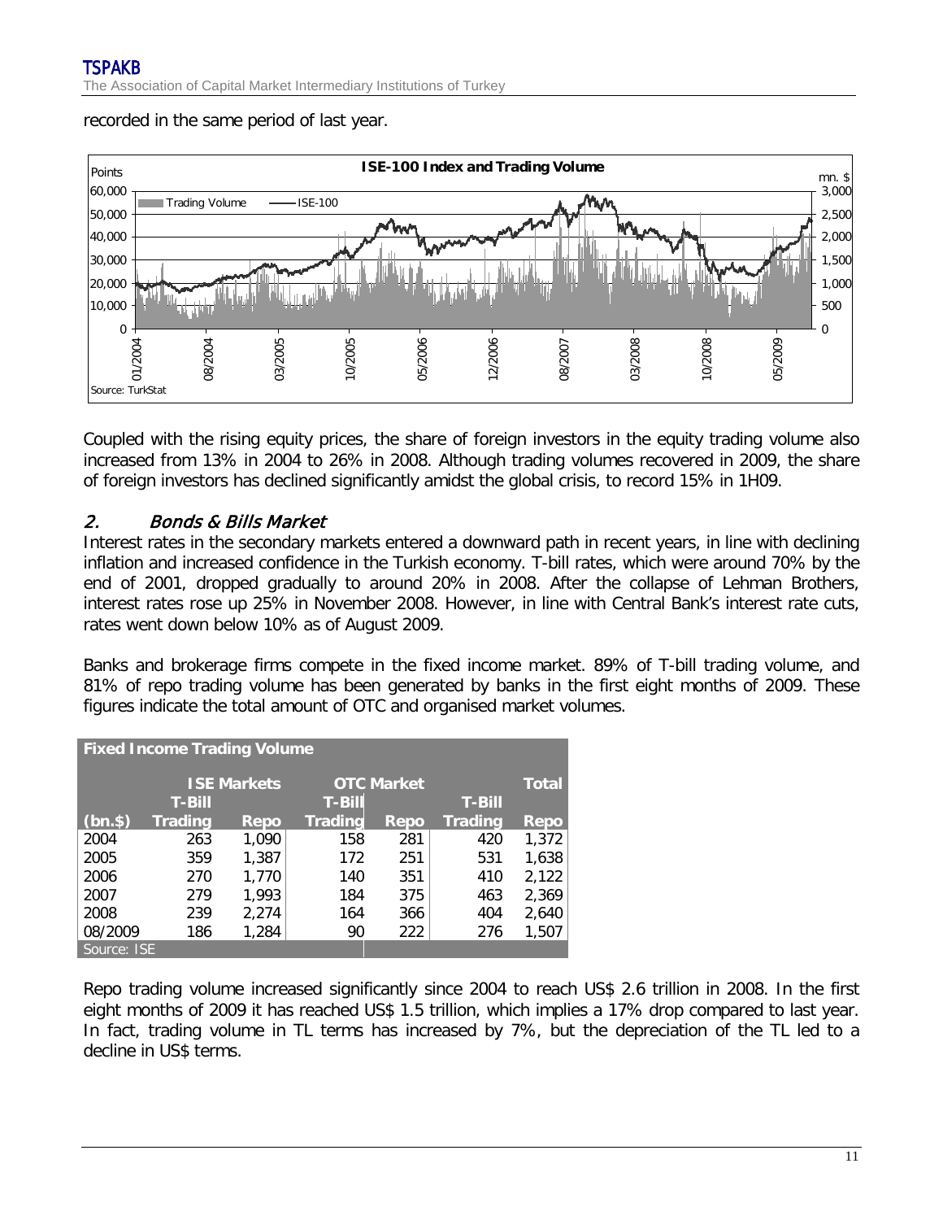recorded in the same period of last year.

Coupled with the rising equity prices, the share of foreign investors in the equity trading volume also increased from 13% in 2004 to 26% in 2008. Although trading volumes recovered in 2009, the share of foreign investors has declined significantly amidst the global crisis, to record 15% in 1H09.

## 2. *Bonds & Bills Market*

Interest rates in the secondary markets entered a downward path in recent years, in line with declining inflation and increased confidence in the Turkish economy. T-bill rates, which were around 70% by the end of 2001, dropped gradually to around 20% in 2008. After the collapse of Lehman Brothers, interest rates rose up 25% in November 2008. However, in line with Central Bank's interest rate cuts, rates went down below 10% as of August 2009.

Banks and brokerage firms compete in the fixed income market. 89% of T-bill trading volume, and 81% of repo trading volume has been generated by banks in the first eight months of 2009. These figures indicate the total amount of OTC and organised market volumes.

**Fixed Income Trading Volume**

| | ISE Markets | | OTC Market | | Total | |
|---|---|---|---|---|---|---|
| (bn.$) | T-Bill Trading | Repo | T-Bill Trading | Repo | T-Bill Trading | Repo |
| 2004 | 263 | 1,090 | 158 | 281 | 420 | 1,372 |
| 2005 | 359 | 1,387 | 172 | 251 | 531 | 1,638 |
| 2006 | 270 | 1,770 | 140 | 351 | 410 | 2,122 |
| 2007 | 279 | 1,993 | 184 | 375 | 463 | 2,369 |
| 2008 | 239 | 2,274 | 164 | 366 | 404 | 2,640 |
| 08/2009 | 186 | 1,284 | 90 | 222 | 276 | 1,507 |

Source: ISE

Repo trading volume increased significantly since 2004 to reach US$ 2.6 trillion in 2008. In the first eight months of 2009 it has reached US$ 1.5 trillion, which implies a 17% drop compared to last year. In fact, trading volume in TL terms has increased by 7%, but the depreciation of the TL led to a decline in US$ terms.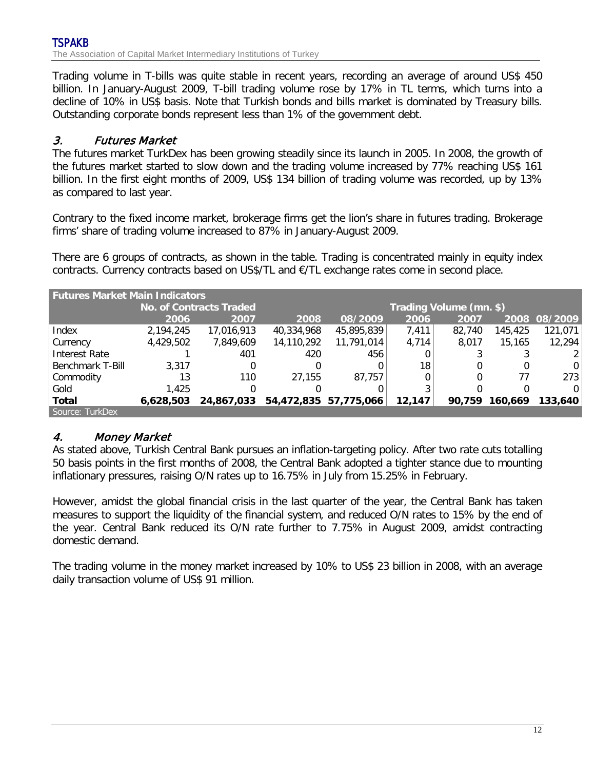Trading volume in T-bills was quite stable in recent years, recording an average of around US$ 450 billion. In January-August 2009, T-bill trading volume rose by 17% in TL terms, which turns into a decline of 10% in US$ basis. Note that Turkish bonds and bills market is dominated by Treasury bills. Outstanding corporate bonds represent less than 1% of the government debt.

## *3. Futures Market*

The futures market TurkDex has been growing steadily since its launch in 2005. In 2008, the growth of the futures market started to slow down and the trading volume increased by 77% reaching US$ 161 billion. In the first eight months of 2009, US$ 134 billion of trading volume was recorded, up by 13% as compared to last year.

Contrary to the fixed income market, brokerage firms get the lion's share in futures trading. Brokerage firms' share of trading volume increased to 87% in January-August 2009.

There are 6 groups of contracts, as shown in the table. Trading is concentrated mainly in equity index contracts. Currency contracts based on US$/TL and €/TL exchange rates come in second place.

**Futures Market Main Indicators**

| | No. of Contracts Traded | | | | Trading Volume (mn. $) | | | |
|---|---|---|---|---|---|---|---|---|
| | 2006 | 2007 | 2008 | 08/2009 | 2006 | 2007 | 2008 | 08/2009 |
| Index | 2,194,245 | 17,016,913 | 40,334,968 | 45,895,839 | 7,411 | 82,740 | 145,425 | 121,071 |
| Currency | 4,429,502 | 7,849,609 | 14,110,292 | 11,791,014 | 4,714 | 8,017 | 15,165 | 12,294 |
| Interest Rate | 1 | 401 | 420 | 456 | 0 | 3 | 3 | 2 |
| Benchmark T-Bill | 3,317 | 0 | 0 | 0 | 18 | 0 | 0 | 0 |
| Commodity | 13 | 110 | 27,155 | 87,757 | 0 | 0 | 77 | 273 |
| Gold | 1,425 | 0 | 0 | 0 | 3 | 0 | 0 | 0 |
| **Total** | **6,628,503** | **24,867,033** | **54,472,835** | **57,775,066** | **12,147** | **90,759** | **160,669** | **133,640** |

Source: TurkDex

## *4. Money Market*

As stated above, Turkish Central Bank pursues an inflation-targeting policy. After two rate cuts totalling 50 basis points in the first months of 2008, the Central Bank adopted a tighter stance due to mounting inflationary pressures, raising O/N rates up to 16.75% in July from 15.25% in February.

However, amidst the global financial crisis in the last quarter of the year, the Central Bank has taken measures to support the liquidity of the financial system, and reduced O/N rates to 15% by the end of the year. Central Bank reduced its O/N rate further to 7.75% in August 2009, amidst contracting domestic demand.

The trading volume in the money market increased by 10% to US$ 23 billion in 2008, with an average daily transaction volume of US$ 91 million.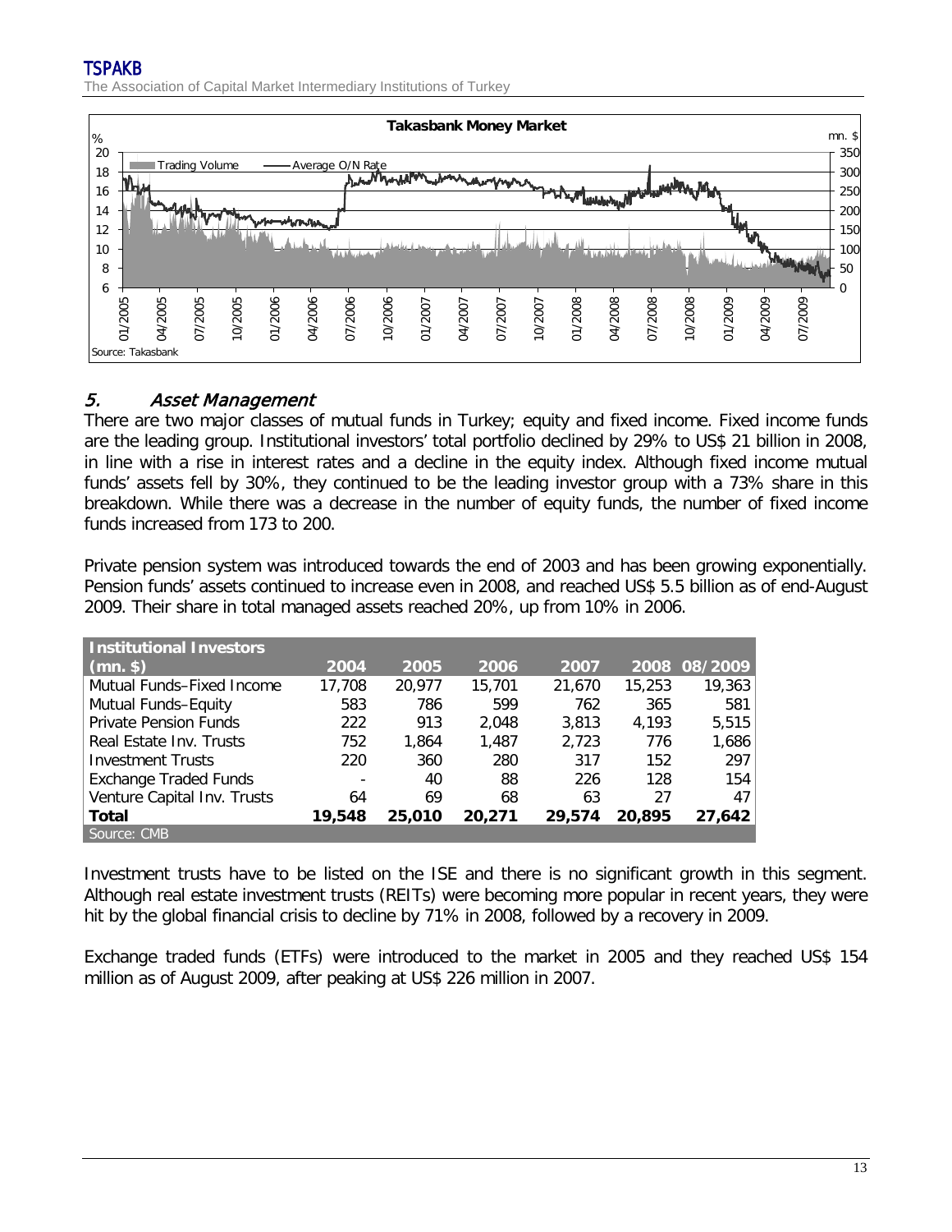**Takasbank Money Market**

Source: Takasbank

## 5. Asset Management

There are two major classes of mutual funds in Turkey; equity and fixed income. Fixed income funds are the leading group. Institutional investors' total portfolio declined by 29% to US$ 21 billion in 2008, in line with a rise in interest rates and a decline in the equity index. Although fixed income mutual funds' assets fell by 30%, they continued to be the leading investor group with a 73% share in this breakdown. While there was a decrease in the number of equity funds, the number of fixed income funds increased from 173 to 200.

Private pension system was introduced towards the end of 2003 and has been growing exponentially. Pension funds' assets continued to increase even in 2008, and reached US$ 5.5 billion as of end-August 2009. Their share in total managed assets reached 20%, up from 10% in 2006.

| Institutional Investors (mn. $) | 2004 | 2005 | 2006 | 2007 | 2008 | 08/2009 |
|---|---|---|---|---|---|---|
| Mutual Funds–Fixed Income | 17,708 | 20,977 | 15,701 | 21,670 | 15,253 | 19,363 |
| Mutual Funds–Equity | 583 | 786 | 599 | 762 | 365 | 581 |
| Private Pension Funds | 222 | 913 | 2,048 | 3,813 | 4,193 | 5,515 |
| Real Estate Inv. Trusts | 752 | 1,864 | 1,487 | 2,723 | 776 | 1,686 |
| Investment Trusts | 220 | 360 | 280 | 317 | 152 | 297 |
| Exchange Traded Funds | - | 40 | 88 | 226 | 128 | 154 |
| Venture Capital Inv. Trusts | 64 | 69 | 68 | 63 | 27 | 47 |
| **Total** | **19,548** | **25,010** | **20,271** | **29,574** | **20,895** | **27,642** |

Source: CMB

Investment trusts have to be listed on the ISE and there is no significant growth in this segment. Although real estate investment trusts (REITs) were becoming more popular in recent years, they were hit by the global financial crisis to decline by 71% in 2008, followed by a recovery in 2009.

Exchange traded funds (ETFs) were introduced to the market in 2005 and they reached US$ 154 million as of August 2009, after peaking at US$ 226 million in 2007.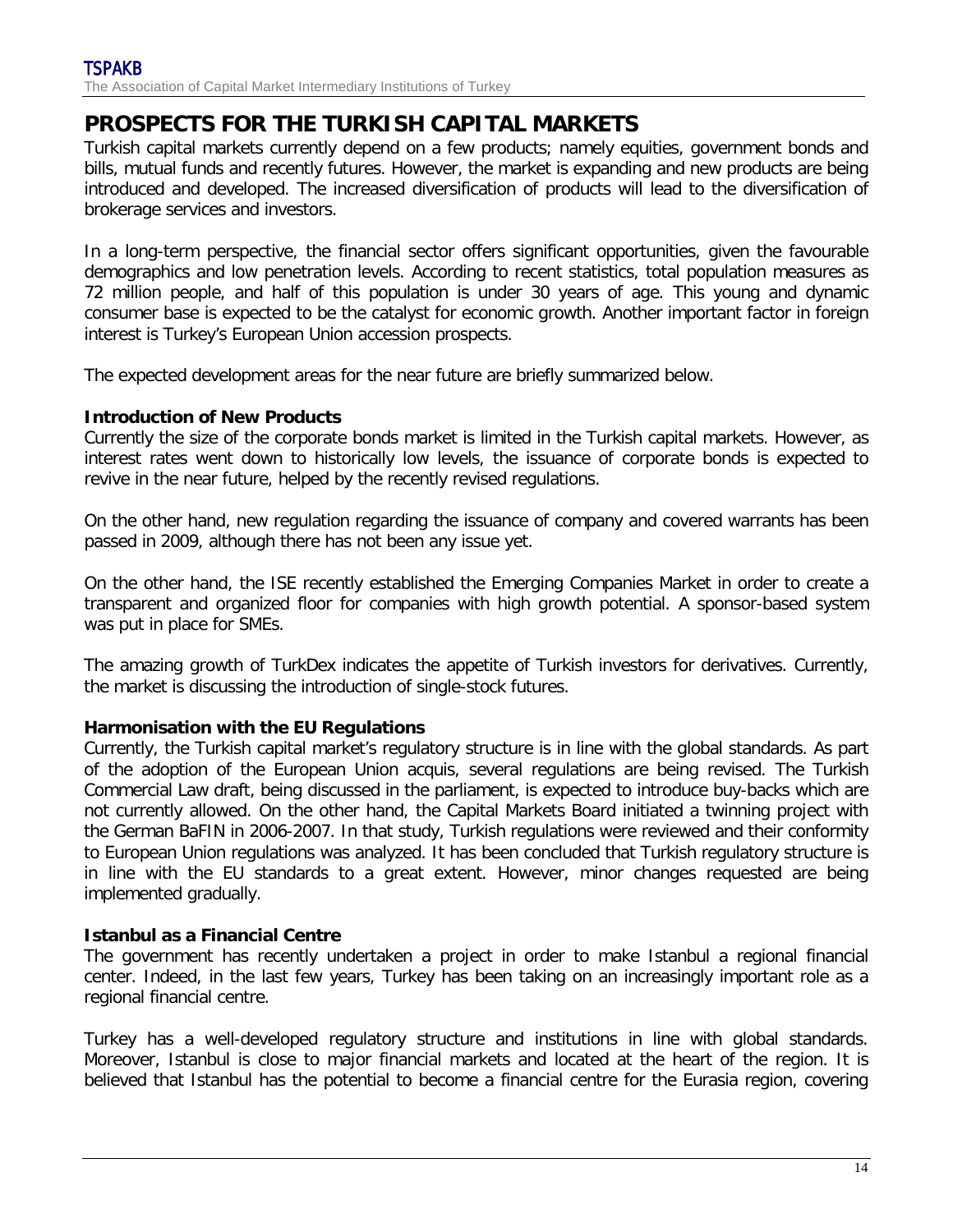# PROSPECTS FOR THE TURKISH CAPITAL MARKETS

Turkish capital markets currently depend on a few products; namely equities, government bonds and bills, mutual funds and recently futures. However, the market is expanding and new products are being introduced and developed. The increased diversification of products will lead to the diversification of brokerage services and investors.

In a long-term perspective, the financial sector offers significant opportunities, given the favourable demographics and low penetration levels. According to recent statistics, total population measures as 72 million people, and half of this population is under 30 years of age. This young and dynamic consumer base is expected to be the catalyst for economic growth. Another important factor in foreign interest is Turkey's European Union accession prospects.

The expected development areas for the near future are briefly summarized below.

**Introduction of New Products**

Currently the size of the corporate bonds market is limited in the Turkish capital markets. However, as interest rates went down to historically low levels, the issuance of corporate bonds is expected to revive in the near future, helped by the recently revised regulations.

On the other hand, new regulation regarding the issuance of company and covered warrants has been passed in 2009, although there has not been any issue yet.

On the other hand, the ISE recently established the Emerging Companies Market in order to create a transparent and organized floor for companies with high growth potential. A sponsor-based system was put in place for SMEs.

The amazing growth of TurkDex indicates the appetite of Turkish investors for derivatives. Currently, the market is discussing the introduction of single-stock futures.

**Harmonisation with the EU Regulations**

Currently, the Turkish capital market's regulatory structure is in line with the global standards. As part of the adoption of the European Union acquis, several regulations are being revised. The Turkish Commercial Law draft, being discussed in the parliament, is expected to introduce buy-backs which are not currently allowed. On the other hand, the Capital Markets Board initiated a twinning project with the German BaFIN in 2006-2007. In that study, Turkish regulations were reviewed and their conformity to European Union regulations was analyzed. It has been concluded that Turkish regulatory structure is in line with the EU standards to a great extent. However, minor changes requested are being implemented gradually.

**Istanbul as a Financial Centre**

The government has recently undertaken a project in order to make Istanbul a regional financial center. Indeed, in the last few years, Turkey has been taking on an increasingly important role as a regional financial centre.

Turkey has a well-developed regulatory structure and institutions in line with global standards. Moreover, Istanbul is close to major financial markets and located at the heart of the region. It is believed that Istanbul has the potential to become a financial centre for the Eurasia region, covering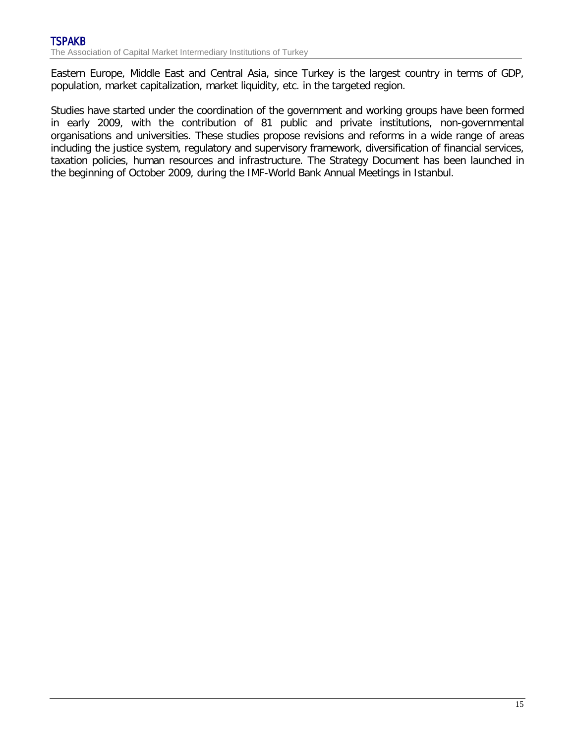Eastern Europe, Middle East and Central Asia, since Turkey is the largest country in terms of GDP, population, market capitalization, market liquidity, etc. in the targeted region.

Studies have started under the coordination of the government and working groups have been formed in early 2009, with the contribution of 81 public and private institutions, non-governmental organisations and universities. These studies propose revisions and reforms in a wide range of areas including the justice system, regulatory and supervisory framework, diversification of financial services, taxation policies, human resources and infrastructure. The Strategy Document has been launched in the beginning of October 2009, during the IMF-World Bank Annual Meetings in Istanbul.